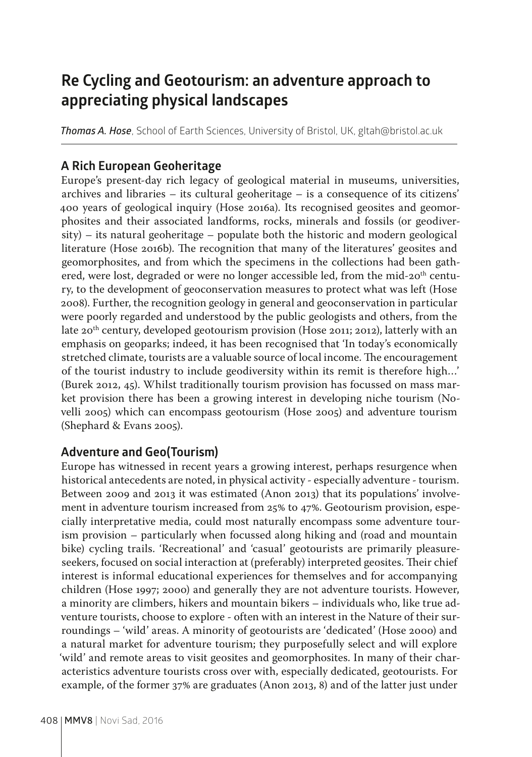# Re Cycling and Geotourism: an adventure approach to appreciating physical landscapes

***Thomas A. Hose***, School of Earth Sciences, University of Bristol, UK, gltah@bristol.ac.uk

## A Rich European Geoheritage

Europe's present-day rich legacy of geological material in museums, universities, archives and libraries – its cultural geoheritage – is a consequence of its citizens' 400 years of geological inquiry (Hose 2016a). Its recognised geosites and geomorphosites and their associated landforms, rocks, minerals and fossils (or geodiversity) – its natural geoheritage – populate both the historic and modern geological literature (Hose 2016b). The recognition that many of the literatures' geosites and geomorphosites, and from which the specimens in the collections had been gathered, were lost, degraded or were no longer accessible led, from the mid-20th century, to the development of geoconservation measures to protect what was left (Hose 2008). Further, the recognition geology in general and geoconservation in particular were poorly regarded and understood by the public geologists and others, from the late 20th century, developed geotourism provision (Hose 2011; 2012), latterly with an emphasis on geoparks; indeed, it has been recognised that 'In today's economically stretched climate, tourists are a valuable source of local income. The encouragement of the tourist industry to include geodiversity within its remit is therefore high…' (Burek 2012, 45). Whilst traditionally tourism provision has focussed on mass market provision there has been a growing interest in developing niche tourism (Novelli 2005) which can encompass geotourism (Hose 2005) and adventure tourism (Shephard & Evans 2005).

## Adventure and Geo(Tourism)

Europe has witnessed in recent years a growing interest, perhaps resurgence when historical antecedents are noted, in physical activity - especially adventure - tourism. Between 2009 and 2013 it was estimated (Anon 2013) that its populations' involvement in adventure tourism increased from 25% to 47%. Geotourism provision, especially interpretative media, could most naturally encompass some adventure tourism provision – particularly when focussed along hiking and (road and mountain bike) cycling trails. 'Recreational' and 'casual' geotourists are primarily pleasure-seekers, focused on social interaction at (preferably) interpreted geosites. Their chief interest is informal educational experiences for themselves and for accompanying children (Hose 1997; 2000) and generally they are not adventure tourists. However, a minority are climbers, hikers and mountain bikers – individuals who, like true adventure tourists, choose to explore - often with an interest in the Nature of their surroundings – 'wild' areas. A minority of geotourists are 'dedicated' (Hose 2000) and a natural market for adventure tourism; they purposefully select and will explore 'wild' and remote areas to visit geosites and geomorphosites. In many of their characteristics adventure tourists cross over with, especially dedicated, geotourists. For example, of the former 37% are graduates (Anon 2013, 8) and of the latter just under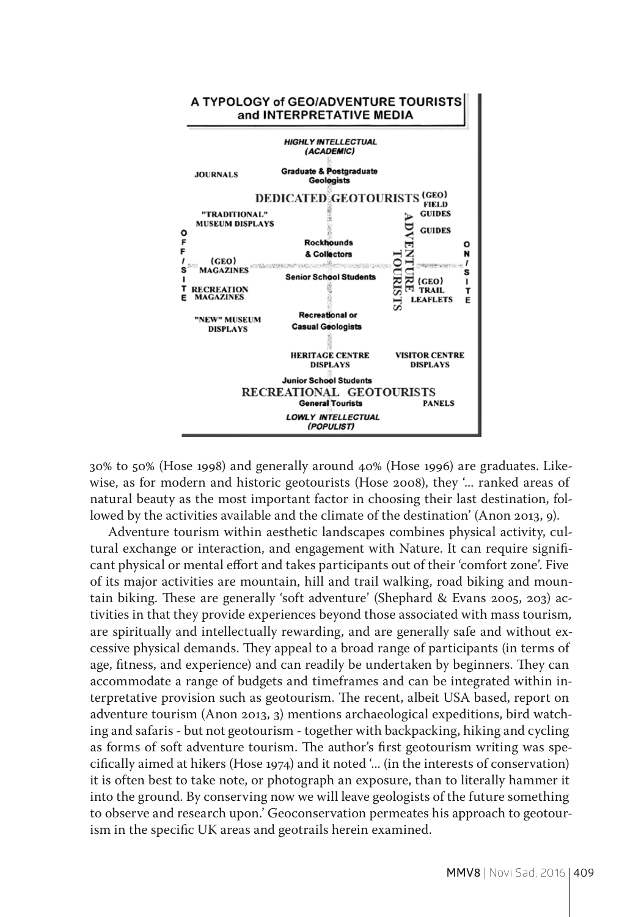**A TYPOLOGY of GEO/ADVENTURE TOURISTS and INTERPRETATIVE MEDIA**

*HIGHLY INTELLECTUAL (ACADEMIC)*

JOURNALS — Graduate & Postgraduate Geologists

DEDICATED GEOTOURISTS — (GEO) FIELD GUIDES

"TRADITIONAL" MUSEUM DISPLAYS — GUIDES

OFF-SITE — Rockhounds & Collectors — ADVENTURE TOURISTS — ON-SITE

(GEO) MAGAZINES — Senior School Students — (GEO) TRAIL LEAFLETS

RECREATION MAGAZINES

"NEW" MUSEUM DISPLAYS — Recreational or Casual Geologists

HERITAGE CENTRE DISPLAYS — VISITOR CENTRE DISPLAYS

Junior School Students

RECREATIONAL GEOTOURISTS

General Tourists — PANELS

*LOWLY INTELLECTUAL (POPULIST)*

30% to 50% (Hose 1998) and generally around 40% (Hose 1996) are graduates. Likewise, as for modern and historic geotourists (Hose 2008), they '... ranked areas of natural beauty as the most important factor in choosing their last destination, followed by the activities available and the climate of the destination' (Anon 2013, 9).

Adventure tourism within aesthetic landscapes combines physical activity, cultural exchange or interaction, and engagement with Nature. It can require significant physical or mental effort and takes participants out of their 'comfort zone'. Five of its major activities are mountain, hill and trail walking, road biking and mountain biking. These are generally 'soft adventure' (Shephard & Evans 2005, 203) activities in that they provide experiences beyond those associated with mass tourism, are spiritually and intellectually rewarding, and are generally safe and without excessive physical demands. They appeal to a broad range of participants (in terms of age, fitness, and experience) and can readily be undertaken by beginners. They can accommodate a range of budgets and timeframes and can be integrated within interpretative provision such as geotourism. The recent, albeit USA based, report on adventure tourism (Anon 2013, 3) mentions archaeological expeditions, bird watching and safaris - but not geotourism - together with backpacking, hiking and cycling as forms of soft adventure tourism. The author's first geotourism writing was specifically aimed at hikers (Hose 1974) and it noted '... (in the interests of conservation) it is often best to take note, or photograph an exposure, than to literally hammer it into the ground. By conserving now we will leave geologists of the future something to observe and research upon.' Geoconservation permeates his approach to geotourism in the specific UK areas and geotrails herein examined.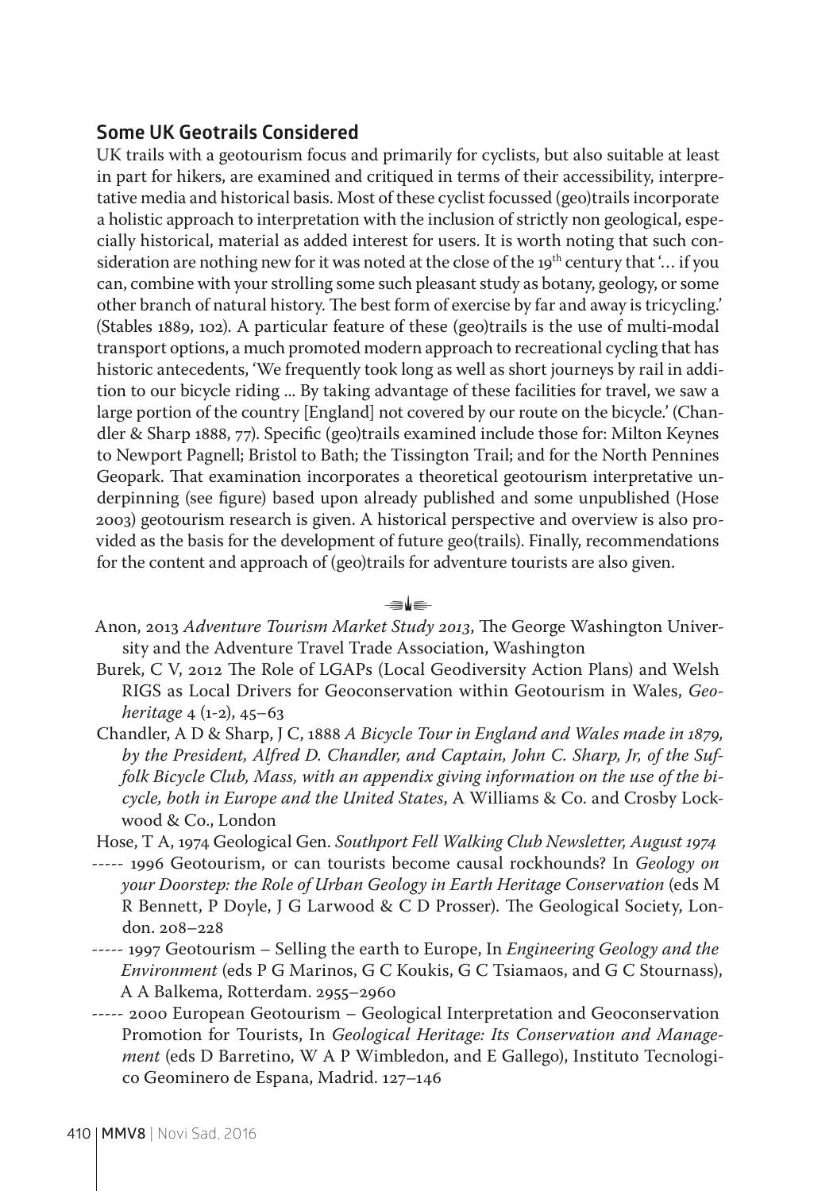## Some UK Geotrails Considered

UK trails with a geotourism focus and primarily for cyclists, but also suitable at least in part for hikers, are examined and critiqued in terms of their accessibility, interpretative media and historical basis. Most of these cyclist focussed (geo)trails incorporate a holistic approach to interpretation with the inclusion of strictly non geological, especially historical, material as added interest for users. It is worth noting that such consideration are nothing new for it was noted at the close of the 19th century that '… if you can, combine with your strolling some such pleasant study as botany, geology, or some other branch of natural history. The best form of exercise by far and away is tricycling.' (Stables 1889, 102). A particular feature of these (geo)trails is the use of multi-modal transport options, a much promoted modern approach to recreational cycling that has historic antecedents, 'We frequently took long as well as short journeys by rail in addition to our bicycle riding … By taking advantage of these facilities for travel, we saw a large portion of the country [England] not covered by our route on the bicycle.' (Chandler & Sharp 1888, 77). Specific (geo)trails examined include those for: Milton Keynes to Newport Pagnell; Bristol to Bath; the Tissington Trail; and for the North Pennines Geopark. That examination incorporates a theoretical geotourism interpretative underpinning (see figure) based upon already published and some unpublished (Hose 2003) geotourism research is given. A historical perspective and overview is also provided as the basis for the development of future geo(trails). Finally, recommendations for the content and approach of (geo)trails for adventure tourists are also given.

Anon, 2013 *Adventure Tourism Market Study 2013*, The George Washington University and the Adventure Travel Trade Association, Washington

Burek, C V, 2012 The Role of LGAPs (Local Geodiversity Action Plans) and Welsh RIGS as Local Drivers for Geoconservation within Geotourism in Wales, *Geoheritage* 4 (1-2), 45–63

Chandler, A D & Sharp, J C, 1888 *A Bicycle Tour in England and Wales made in 1879, by the President, Alfred D. Chandler, and Captain, John C. Sharp, Jr, of the Suffolk Bicycle Club, Mass, with an appendix giving information on the use of the bicycle, both in Europe and the United States*, A Williams & Co. and Crosby Lockwood & Co., London

Hose, T A, 1974 Geological Gen. *Southport Fell Walking Club Newsletter, August 1974*

----- 1996 Geotourism, or can tourists become causal rockhounds? In *Geology on your Doorstep: the Role of Urban Geology in Earth Heritage Conservation* (eds M R Bennett, P Doyle, J G Larwood & C D Prosser). The Geological Society, London. 208–228

----- 1997 Geotourism – Selling the earth to Europe, In *Engineering Geology and the Environment* (eds P G Marinos, G C Koukis, G C Tsiamaos, and G C Stournass), A A Balkema, Rotterdam. 2955–2960

----- 2000 European Geotourism – Geological Interpretation and Geoconservation Promotion for Tourists, In *Geological Heritage: Its Conservation and Management* (eds D Barretino, W A P Wimbledon, and E Gallego), Instituto Tecnologico Geominero de Espana, Madrid. 127–146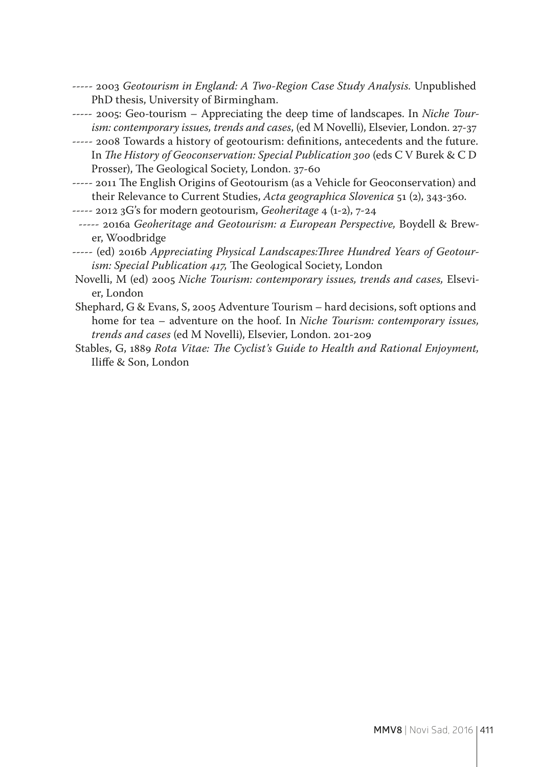----- 2003 *Geotourism in England: A Two-Region Case Study Analysis.* Unpublished PhD thesis, University of Birmingham.

----- 2005: Geo-tourism – Appreciating the deep time of landscapes. In *Niche Tourism: contemporary issues, trends and cases*, (ed M Novelli), Elsevier, London. 27-37

----- 2008 Towards a history of geotourism: definitions, antecedents and the future. In *The History of Geoconservation: Special Publication 300* (eds C V Burek & C D Prosser), The Geological Society, London. 37-60

----- 2011 The English Origins of Geotourism (as a Vehicle for Geoconservation) and their Relevance to Current Studies, *Acta geographica Slovenica* 51 (2), 343-360.

----- 2012 3G's for modern geotourism, *Geoheritage* 4 (1-2), 7-24

----- 2016a *Geoheritage and Geotourism: a European Perspective,* Boydell & Brewer, Woodbridge

----- (ed) 2016b *Appreciating Physical Landscapes:Three Hundred Years of Geotourism: Special Publication 417,* The Geological Society, London

Novelli, M (ed) 2005 *Niche Tourism: contemporary issues, trends and cases,* Elsevier, London

Shephard, G & Evans, S, 2005 Adventure Tourism – hard decisions, soft options and home for tea – adventure on the hoof. In *Niche Tourism: contemporary issues, trends and cases* (ed M Novelli), Elsevier, London. 201-209

Stables, G, 1889 *Rota Vitae: The Cyclist's Guide to Health and Rational Enjoyment,* Iliffe & Son, London